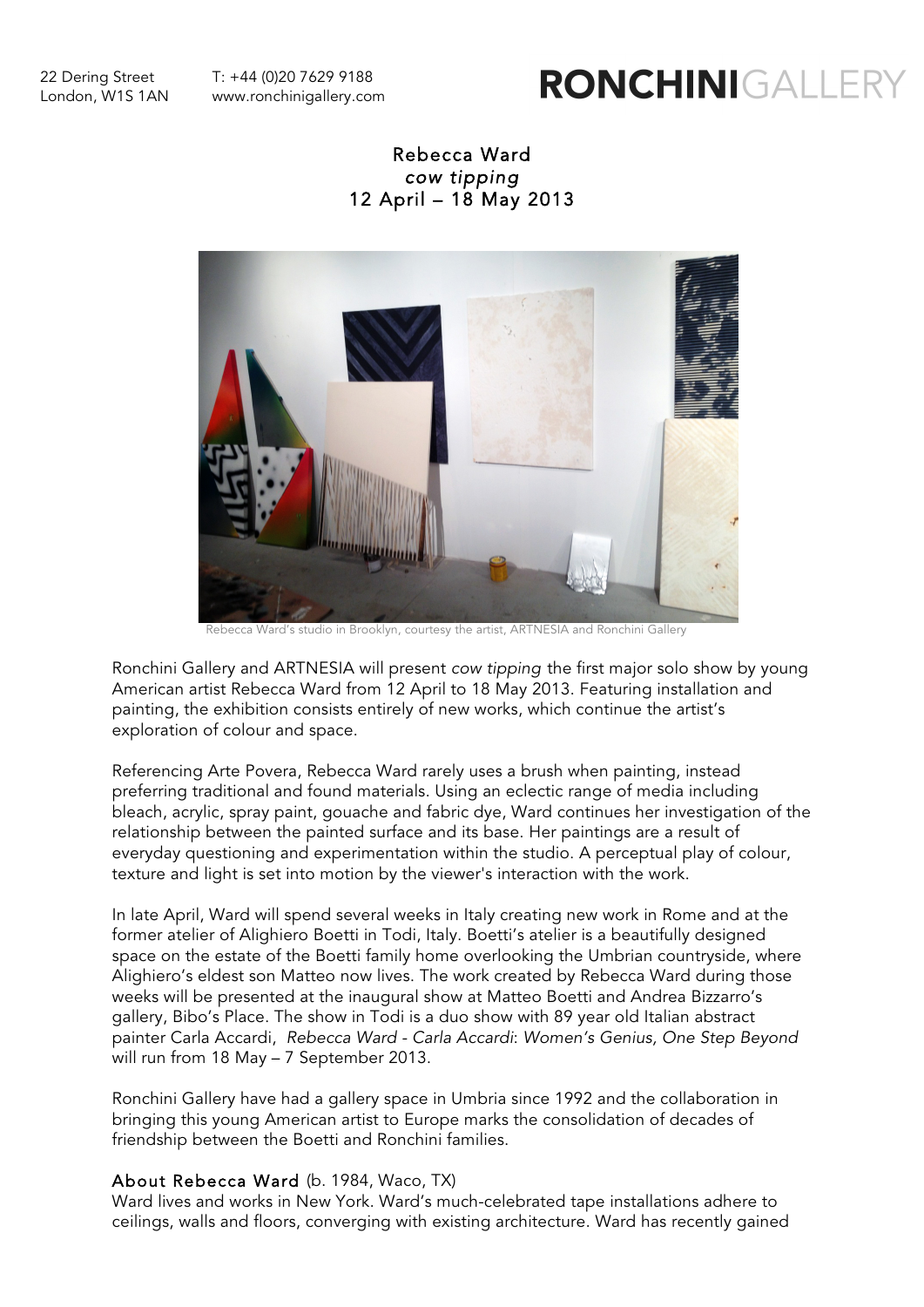22 Dering Street
London, W1S 1AN

T: +44 (0)20 7629 9188
www.ronchinigallery.com

**RONCHINI**GALLERY

# Rebecca Ward
## *cow tipping*
## 12 April – 18 May 2013

Rebecca Ward's studio in Brooklyn, courtesy the artist, ARTNESIA and Ronchini Gallery

Ronchini Gallery and ARTNESIA will present *cow tipping* the first major solo show by young American artist Rebecca Ward from 12 April to 18 May 2013. Featuring installation and painting, the exhibition consists entirely of new works, which continue the artist's exploration of colour and space.

Referencing Arte Povera, Rebecca Ward rarely uses a brush when painting, instead preferring traditional and found materials. Using an eclectic range of media including bleach, acrylic, spray paint, gouache and fabric dye, Ward continues her investigation of the relationship between the painted surface and its base. Her paintings are a result of everyday questioning and experimentation within the studio. A perceptual play of colour, texture and light is set into motion by the viewer's interaction with the work.

In late April, Ward will spend several weeks in Italy creating new work in Rome and at the former atelier of Alighiero Boetti in Todi, Italy. Boetti's atelier is a beautifully designed space on the estate of the Boetti family home overlooking the Umbrian countryside, where Alighiero's eldest son Matteo now lives. The work created by Rebecca Ward during those weeks will be presented at the inaugural show at Matteo Boetti and Andrea Bizzarro's gallery, Bibo's Place. The show in Todi is a duo show with 89 year old Italian abstract painter Carla Accardi, *Rebecca Ward - Carla Accardi*: *Women's Genius, One Step Beyond* will run from 18 May – 7 September 2013.

Ronchini Gallery have had a gallery space in Umbria since 1992 and the collaboration in bringing this young American artist to Europe marks the consolidation of decades of friendship between the Boetti and Ronchini families.

### About Rebecca Ward (b. 1984, Waco, TX)

Ward lives and works in New York. Ward's much-celebrated tape installations adhere to ceilings, walls and floors, converging with existing architecture. Ward has recently gained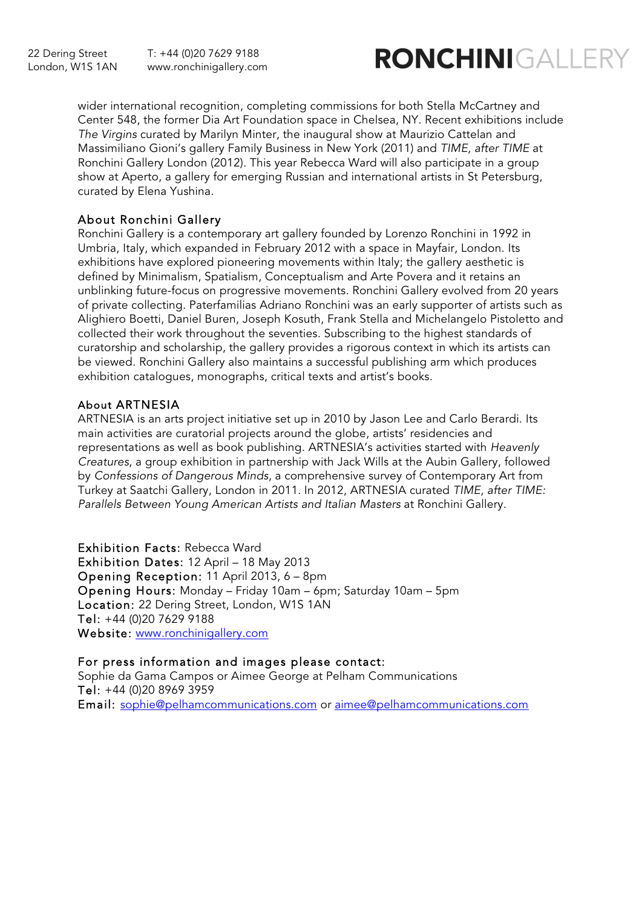wider international recognition, completing commissions for both Stella McCartney and Center 548, the former Dia Art Foundation space in Chelsea, NY. Recent exhibitions include *The Virgins* curated by Marilyn Minter, the inaugural show at Maurizio Cattelan and Massimiliano Gioni's gallery Family Business in New York (2011) and *TIME, after TIME* at Ronchini Gallery London (2012). This year Rebecca Ward will also participate in a group show at Aperto, a gallery for emerging Russian and international artists in St Petersburg, curated by Elena Yushina.

## About Ronchini Gallery

Ronchini Gallery is a contemporary art gallery founded by Lorenzo Ronchini in 1992 in Umbria, Italy, which expanded in February 2012 with a space in Mayfair, London. Its exhibitions have explored pioneering movements within Italy; the gallery aesthetic is defined by Minimalism, Spatialism, Conceptualism and Arte Povera and it retains an unblinking future-focus on progressive movements. Ronchini Gallery evolved from 20 years of private collecting. Paterfamilias Adriano Ronchini was an early supporter of artists such as Alighiero Boetti, Daniel Buren, Joseph Kosuth, Frank Stella and Michelangelo Pistoletto and collected their work throughout the seventies. Subscribing to the highest standards of curatorship and scholarship, the gallery provides a rigorous context in which its artists can be viewed. Ronchini Gallery also maintains a successful publishing arm which produces exhibition catalogues, monographs, critical texts and artist's books.

## About ARTNESIA

ARTNESIA is an arts project initiative set up in 2010 by Jason Lee and Carlo Berardi. Its main activities are curatorial projects around the globe, artists' residencies and representations as well as book publishing. ARTNESIA's activities started with *Heavenly Creatures*, a group exhibition in partnership with Jack Wills at the Aubin Gallery, followed by *Confessions of Dangerous Minds*, a comprehensive survey of Contemporary Art from Turkey at Saatchi Gallery, London in 2011. In 2012, ARTNESIA curated *TIME, after TIME: Parallels Between Young American Artists and Italian Masters* at Ronchini Gallery.

**Exhibition Facts:** Rebecca Ward
**Exhibition Dates:** 12 April – 18 May 2013
**Opening Reception:** 11 April 2013, 6 – 8pm
**Opening Hours:** Monday – Friday 10am – 6pm; Saturday 10am – 5pm
**Location:** 22 Dering Street, London, W1S 1AN
**Tel:** +44 (0)20 7629 9188
**Website:** www.ronchinigallery.com

**For press information and images please contact:**
Sophie da Gama Campos or Aimee George at Pelham Communications
**Tel:** +44 (0)20 8969 3959
**Email:** sophie@pelhamcommunications.com or aimee@pelhamcommunications.com